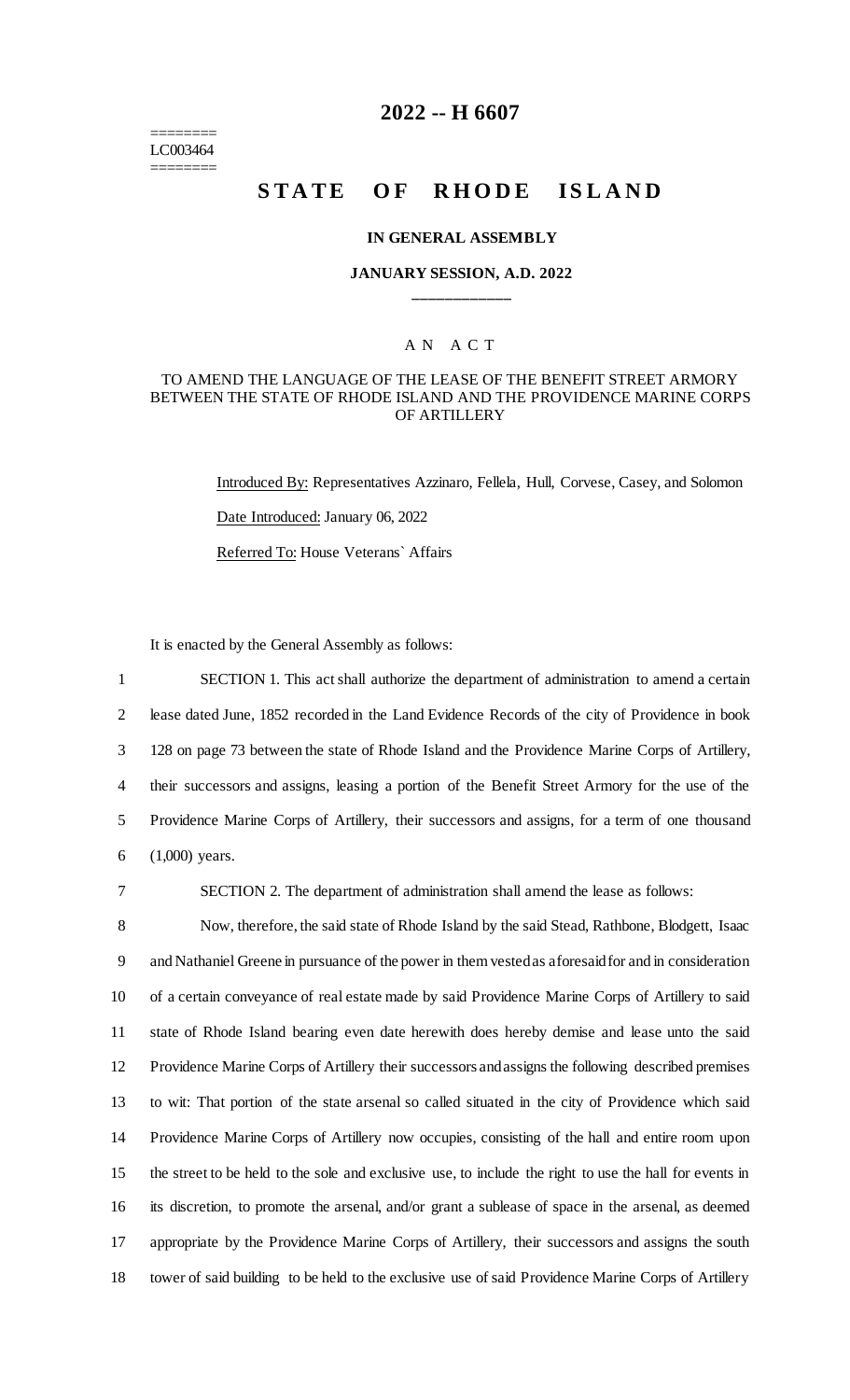========
LC003464
========

# 2022 -- H 6607

## STATE OF RHODE ISLAND

### IN GENERAL ASSEMBLY

### JANUARY SESSION, A.D. 2022

____________

A N A C T

TO AMEND THE LANGUAGE OF THE LEASE OF THE BENEFIT STREET ARMORY BETWEEN THE STATE OF RHODE ISLAND AND THE PROVIDENCE MARINE CORPS OF ARTILLERY

Introduced By: Representatives Azzinaro, Fellela, Hull, Corvese, Casey, and Solomon

Date Introduced: January 06, 2022

Referred To: House Veterans` Affairs

It is enacted by the General Assembly as follows:

1 SECTION 1. This act shall authorize the department of administration to amend a certain
2 lease dated June, 1852 recorded in the Land Evidence Records of the city of Providence in book
3 128 on page 73 between the state of Rhode Island and the Providence Marine Corps of Artillery,
4 their successors and assigns, leasing a portion of the Benefit Street Armory for the use of the
5 Providence Marine Corps of Artillery, their successors and assigns, for a term of one thousand
6 (1,000) years.

7 SECTION 2. The department of administration shall amend the lease as follows:

8 Now, therefore, the said state of Rhode Island by the said Stead, Rathbone, Blodgett, Isaac
9 and Nathaniel Greene in pursuance of the power in them vested as aforesaid for and in consideration
10 of a certain conveyance of real estate made by said Providence Marine Corps of Artillery to said
11 state of Rhode Island bearing even date herewith does hereby demise and lease unto the said
12 Providence Marine Corps of Artillery their successors and assigns the following described premises
13 to wit: That portion of the state arsenal so called situated in the city of Providence which said
14 Providence Marine Corps of Artillery now occupies, consisting of the hall and entire room upon
15 the street to be held to the sole and exclusive use, to include the right to use the hall for events in
16 its discretion, to promote the arsenal, and/or grant a sublease of space in the arsenal, as deemed
17 appropriate by the Providence Marine Corps of Artillery, their successors and assigns the south
18 tower of said building to be held to the exclusive use of said Providence Marine Corps of Artillery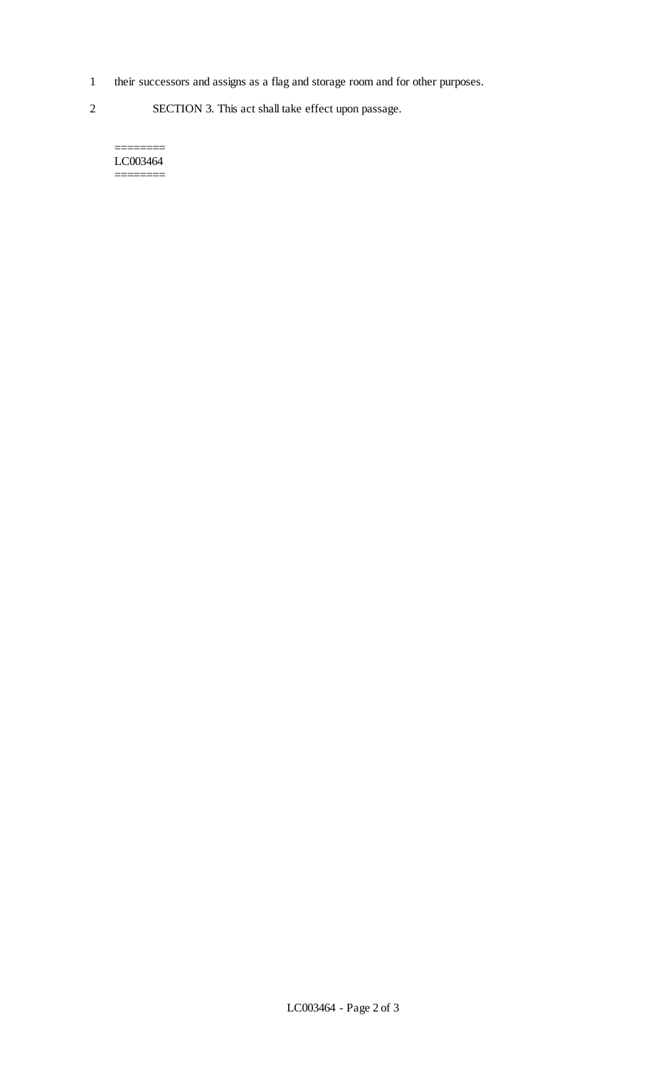their successors and assigns as a flag and storage room and for other purposes.

SECTION 3. This act shall take effect upon passage.

========
LC003464
========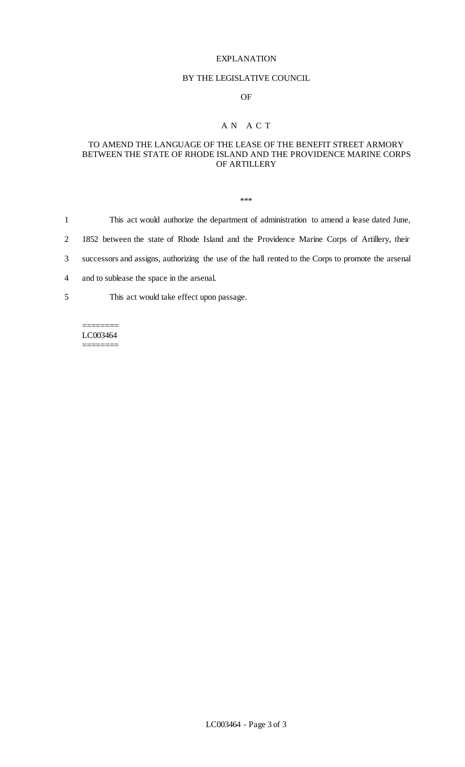EXPLANATION

BY THE LEGISLATIVE COUNCIL

OF

A N A C T

TO AMEND THE LANGUAGE OF THE LEASE OF THE BENEFIT STREET ARMORY BETWEEN THE STATE OF RHODE ISLAND AND THE PROVIDENCE MARINE CORPS OF ARTILLERY

***

1 This act would authorize the department of administration to amend a lease dated June,
2 1852 between the state of Rhode Island and the Providence Marine Corps of Artillery, their
3 successors and assigns, authorizing the use of the hall rented to the Corps to promote the arsenal
4 and to sublease the space in the arsenal.
5 This act would take effect upon passage.

========
LC003464
========